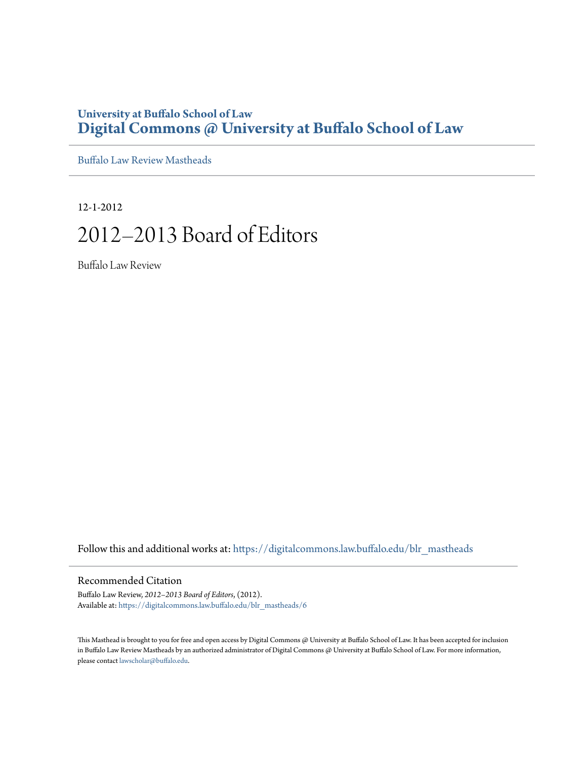University at Buffalo School of Law

**Digital Commons @ University at Buffalo School of Law**

Buffalo Law Review Mastheads

12-1-2012

# 2012–2013 Board of Editors

Buffalo Law Review

Follow this and additional works at: https://digitalcommons.law.buffalo.edu/blr_mastheads

## Recommended Citation

Buffalo Law Review, *2012–2013 Board of Editors*, (2012).
Available at: https://digitalcommons.law.buffalo.edu/blr_mastheads/6

This Masthead is brought to you for free and open access by Digital Commons @ University at Buffalo School of Law. It has been accepted for inclusion in Buffalo Law Review Mastheads by an authorized administrator of Digital Commons @ University at Buffalo School of Law. For more information, please contact lawscholar@buffalo.edu.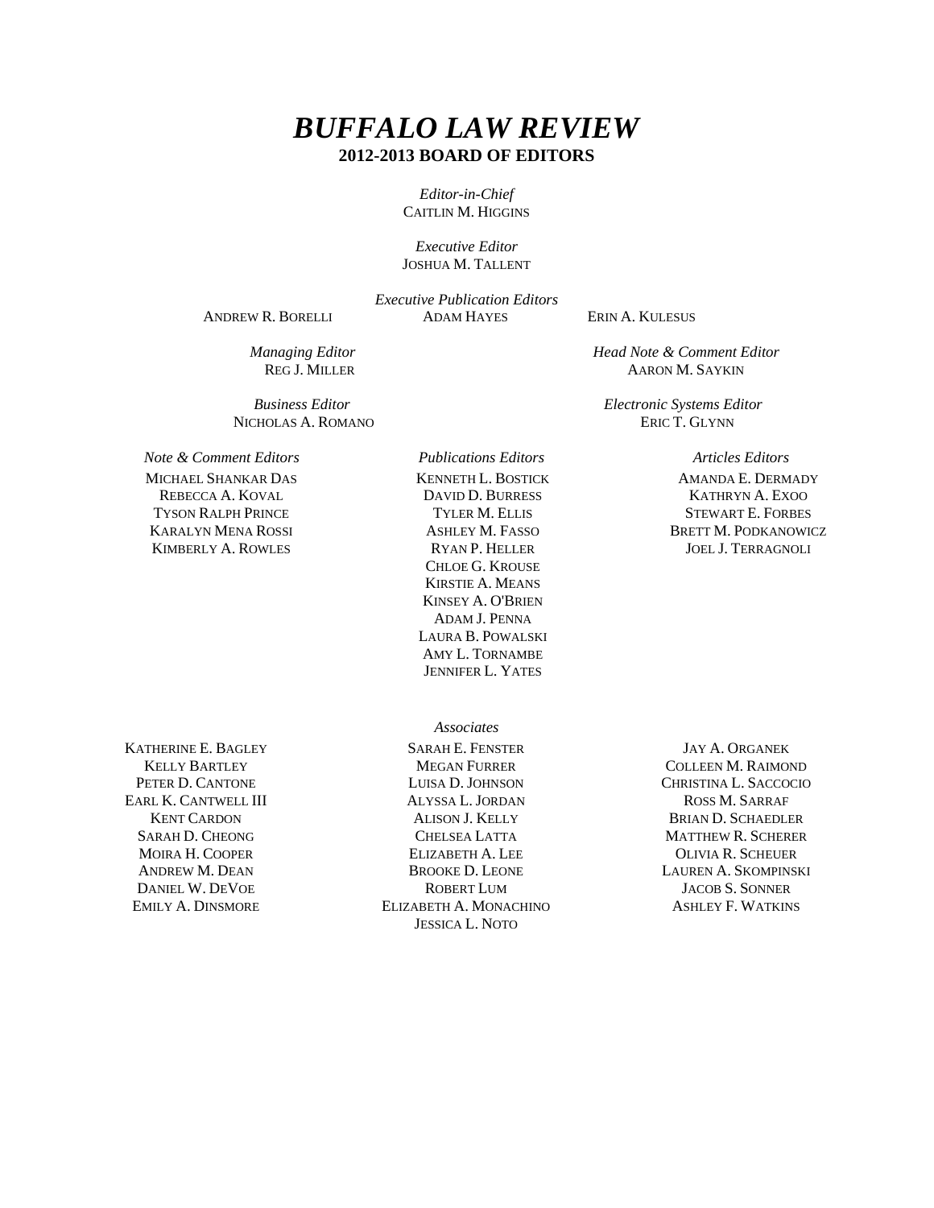# *BUFFALO LAW REVIEW*

## 2012-2013 BOARD OF EDITORS

*Editor-in-Chief*
CAITLIN M. HIGGINS

*Executive Editor*
JOSHUA M. TALLENT

*Executive Publication Editors*
ANDREW R. BORELLI
ADAM HAYES
ERIN A. KULESUS

*Managing Editor*
REG J. MILLER

*Head Note & Comment Editor*
AARON M. SAYKIN

*Business Editor*
NICHOLAS A. ROMANO

*Electronic Systems Editor*
ERIC T. GLYNN

*Note & Comment Editors*
MICHAEL SHANKAR DAS
REBECCA A. KOVAL
TYSON RALPH PRINCE
KARALYN MENA ROSSI
KIMBERLY A. ROWLES

*Publications Editors*
KENNETH L. BOSTICK
DAVID D. BURRESS
TYLER M. ELLIS
ASHLEY M. FASSO
RYAN P. HELLER
CHLOE G. KROUSE
KIRSTIE A. MEANS
KINSEY A. O'BRIEN
ADAM J. PENNA
LAURA B. POWALSKI
AMY L. TORNAMBE
JENNIFER L. YATES

*Articles Editors*
AMANDA E. DERMADY
KATHRYN A. EXOO
STEWART E. FORBES
BRETT M. PODKANOWICZ
JOEL J. TERRAGNOLI

*Associates*

KATHERINE E. BAGLEY
KELLY BARTLEY
PETER D. CANTONE
EARL K. CANTWELL III
KENT CARDON
SARAH D. CHEONG
MOIRA H. COOPER
ANDREW M. DEAN
DANIEL W. DEVOE
EMILY A. DINSMORE
SARAH E. FENSTER
MEGAN FURRER
LUISA D. JOHNSON
ALYSSA L. JORDAN
ALISON J. KELLY
CHELSEA LATTA
ELIZABETH A. LEE
BROOKE D. LEONE
ROBERT LUM
ELIZABETH A. MONACHINO
JESSICA L. NOTO
JAY A. ORGANEK
COLLEEN M. RAIMOND
CHRISTINA L. SACCOCIO
ROSS M. SARRAF
BRIAN D. SCHAEDLER
MATTHEW R. SCHERER
OLIVIA R. SCHEUER
LAUREN A. SKOMPINSKI
JACOB S. SONNER
ASHLEY F. WATKINS